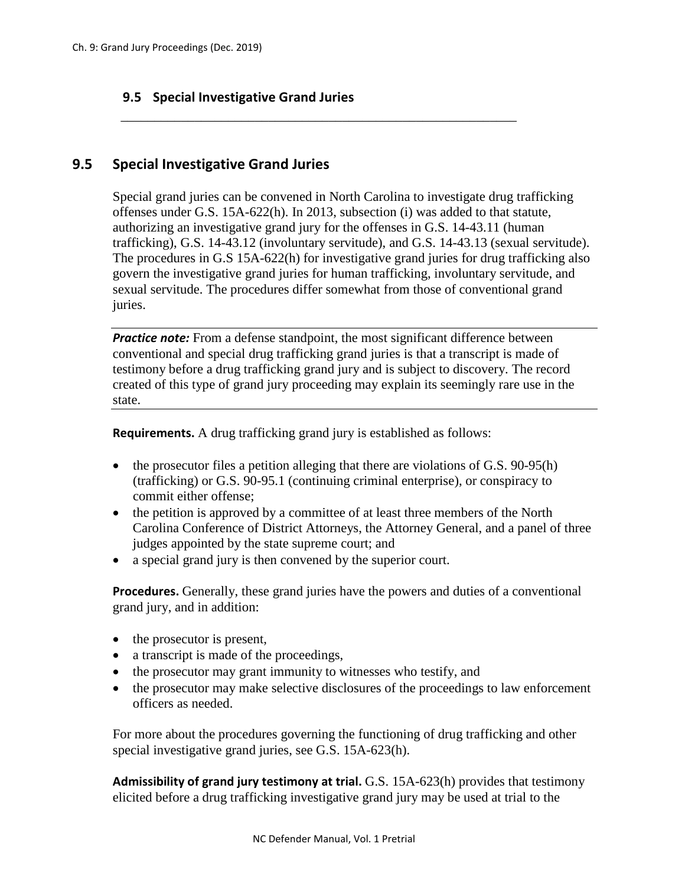## 9.5 Special Investigative Grand Juries

## 9.5 Special Investigative Grand Juries

Special grand juries can be convened in North Carolina to investigate drug trafficking offenses under G.S. 15A-622(h). In 2013, subsection (i) was added to that statute, authorizing an investigative grand jury for the offenses in G.S. 14-43.11 (human trafficking), G.S. 14-43.12 (involuntary servitude), and G.S. 14-43.13 (sexual servitude). The procedures in G.S 15A-622(h) for investigative grand juries for drug trafficking also govern the investigative grand juries for human trafficking, involuntary servitude, and sexual servitude. The procedures differ somewhat from those of conventional grand juries.

***Practice note:*** From a defense standpoint, the most significant difference between conventional and special drug trafficking grand juries is that a transcript is made of testimony before a drug trafficking grand jury and is subject to discovery. The record created of this type of grand jury proceeding may explain its seemingly rare use in the state.

**Requirements.** A drug trafficking grand jury is established as follows:

- the prosecutor files a petition alleging that there are violations of G.S. 90-95(h) (trafficking) or G.S. 90-95.1 (continuing criminal enterprise), or conspiracy to commit either offense;
- the petition is approved by a committee of at least three members of the North Carolina Conference of District Attorneys, the Attorney General, and a panel of three judges appointed by the state supreme court; and
- a special grand jury is then convened by the superior court.

**Procedures.** Generally, these grand juries have the powers and duties of a conventional grand jury, and in addition:

- the prosecutor is present,
- a transcript is made of the proceedings,
- the prosecutor may grant immunity to witnesses who testify, and
- the prosecutor may make selective disclosures of the proceedings to law enforcement officers as needed.

For more about the procedures governing the functioning of drug trafficking and other special investigative grand juries, see G.S. 15A-623(h).

**Admissibility of grand jury testimony at trial.** G.S. 15A-623(h) provides that testimony elicited before a drug trafficking investigative grand jury may be used at trial to the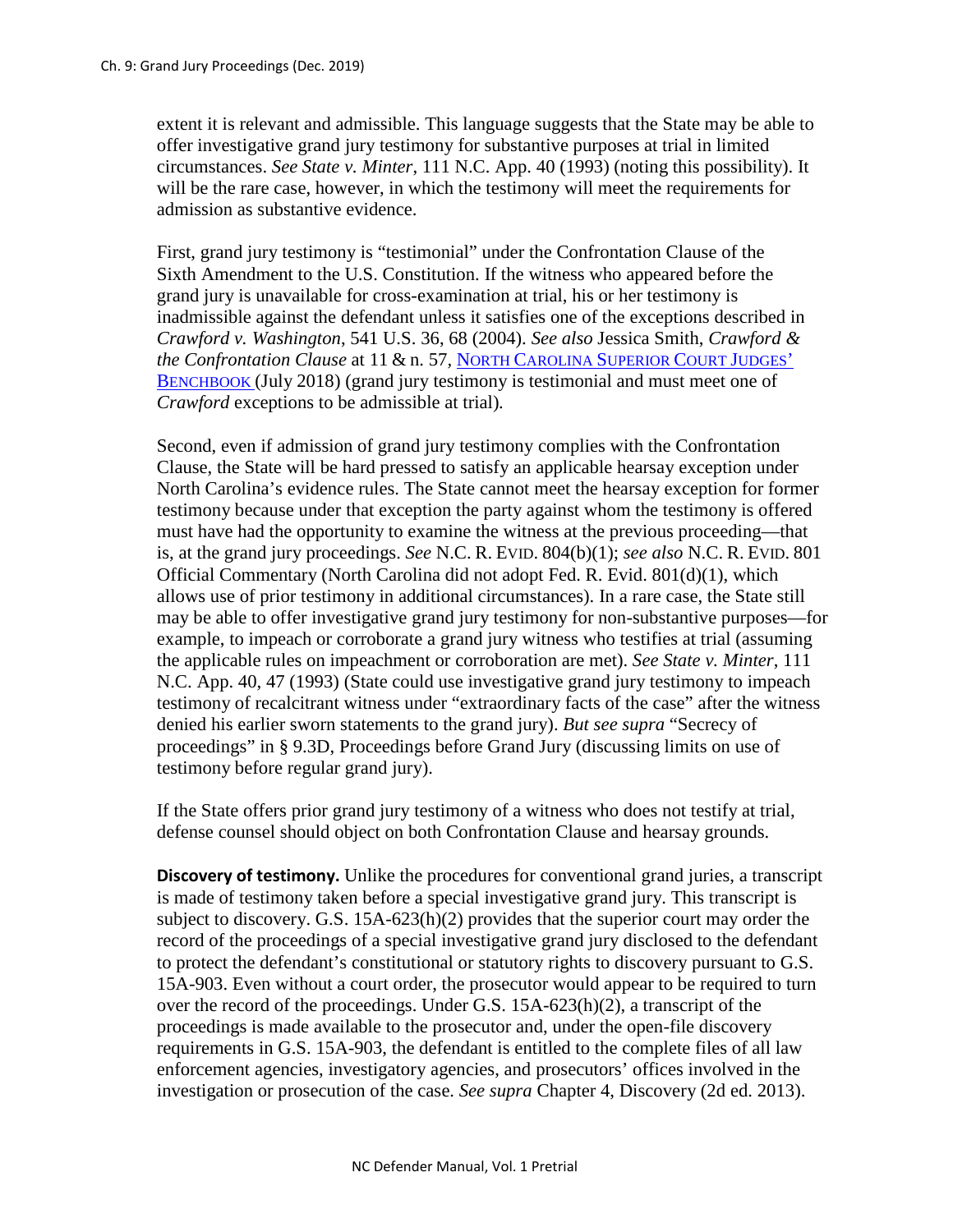extent it is relevant and admissible. This language suggests that the State may be able to offer investigative grand jury testimony for substantive purposes at trial in limited circumstances. *See State v. Minter*, 111 N.C. App. 40 (1993) (noting this possibility). It will be the rare case, however, in which the testimony will meet the requirements for admission as substantive evidence.

First, grand jury testimony is "testimonial" under the Confrontation Clause of the Sixth Amendment to the U.S. Constitution. If the witness who appeared before the grand jury is unavailable for cross-examination at trial, his or her testimony is inadmissible against the defendant unless it satisfies one of the exceptions described in *Crawford v. Washington*, 541 U.S. 36, 68 (2004). *See also* Jessica Smith, *Crawford & the Confrontation Clause* at 11 & n. 57, NORTH CAROLINA SUPERIOR COURT JUDGES' BENCHBOOK (July 2018) (grand jury testimony is testimonial and must meet one of *Crawford* exceptions to be admissible at trial).

Second, even if admission of grand jury testimony complies with the Confrontation Clause, the State will be hard pressed to satisfy an applicable hearsay exception under North Carolina's evidence rules. The State cannot meet the hearsay exception for former testimony because under that exception the party against whom the testimony is offered must have had the opportunity to examine the witness at the previous proceeding—that is, at the grand jury proceedings. *See* N.C. R. EVID. 804(b)(1); *see also* N.C. R. EVID. 801 Official Commentary (North Carolina did not adopt Fed. R. Evid. 801(d)(1), which allows use of prior testimony in additional circumstances). In a rare case, the State still may be able to offer investigative grand jury testimony for non-substantive purposes—for example, to impeach or corroborate a grand jury witness who testifies at trial (assuming the applicable rules on impeachment or corroboration are met). *See State v. Minter*, 111 N.C. App. 40, 47 (1993) (State could use investigative grand jury testimony to impeach testimony of recalcitrant witness under "extraordinary facts of the case" after the witness denied his earlier sworn statements to the grand jury). *But see supra* "Secrecy of proceedings" in § 9.3D, Proceedings before Grand Jury (discussing limits on use of testimony before regular grand jury).

If the State offers prior grand jury testimony of a witness who does not testify at trial, defense counsel should object on both Confrontation Clause and hearsay grounds.

**Discovery of testimony.** Unlike the procedures for conventional grand juries, a transcript is made of testimony taken before a special investigative grand jury. This transcript is subject to discovery. G.S. 15A-623(h)(2) provides that the superior court may order the record of the proceedings of a special investigative grand jury disclosed to the defendant to protect the defendant's constitutional or statutory rights to discovery pursuant to G.S. 15A-903. Even without a court order, the prosecutor would appear to be required to turn over the record of the proceedings. Under G.S. 15A-623(h)(2), a transcript of the proceedings is made available to the prosecutor and, under the open-file discovery requirements in G.S. 15A-903, the defendant is entitled to the complete files of all law enforcement agencies, investigatory agencies, and prosecutors' offices involved in the investigation or prosecution of the case. *See supra* Chapter 4, Discovery (2d ed. 2013).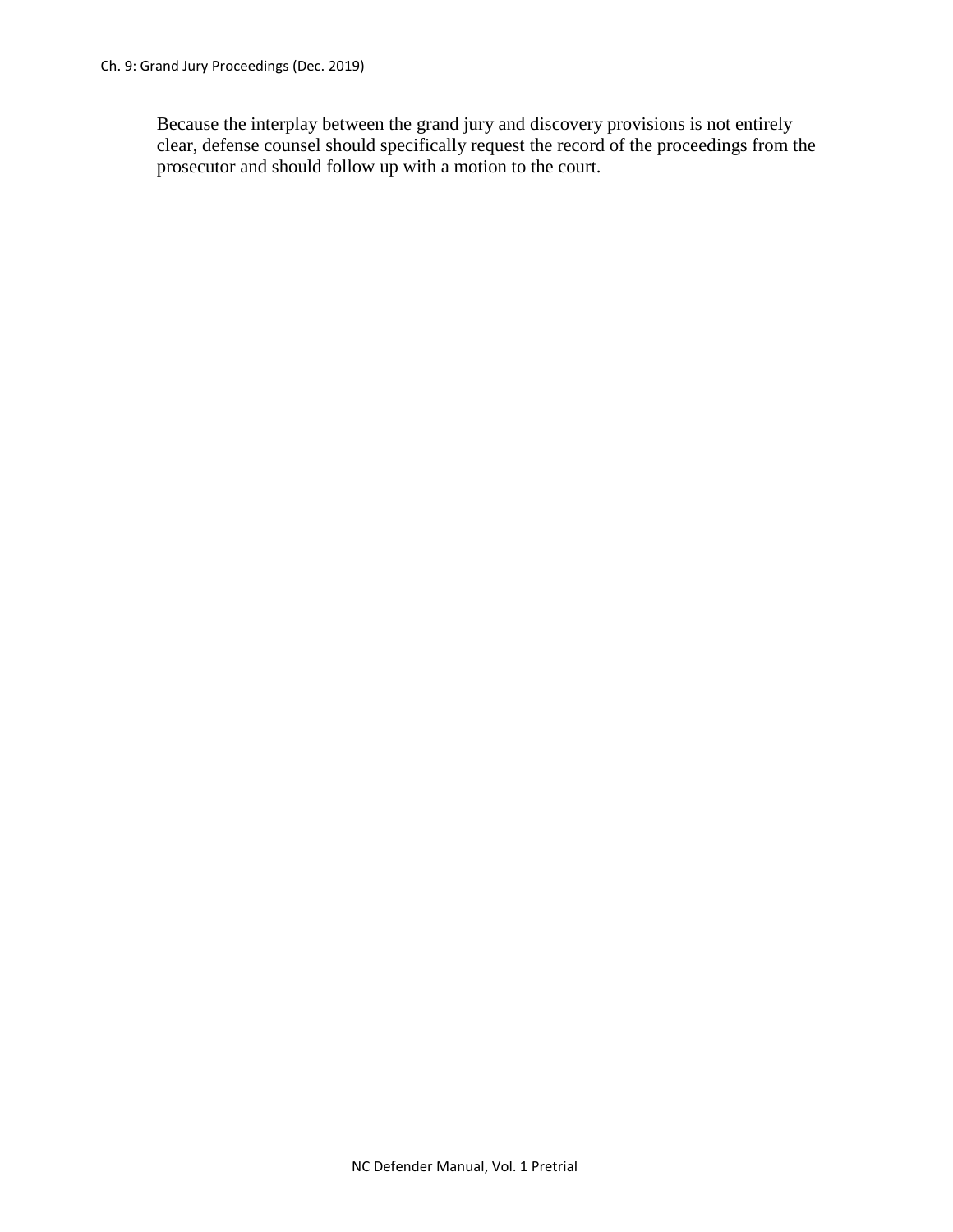Because the interplay between the grand jury and discovery provisions is not entirely clear, defense counsel should specifically request the record of the proceedings from the prosecutor and should follow up with a motion to the court.